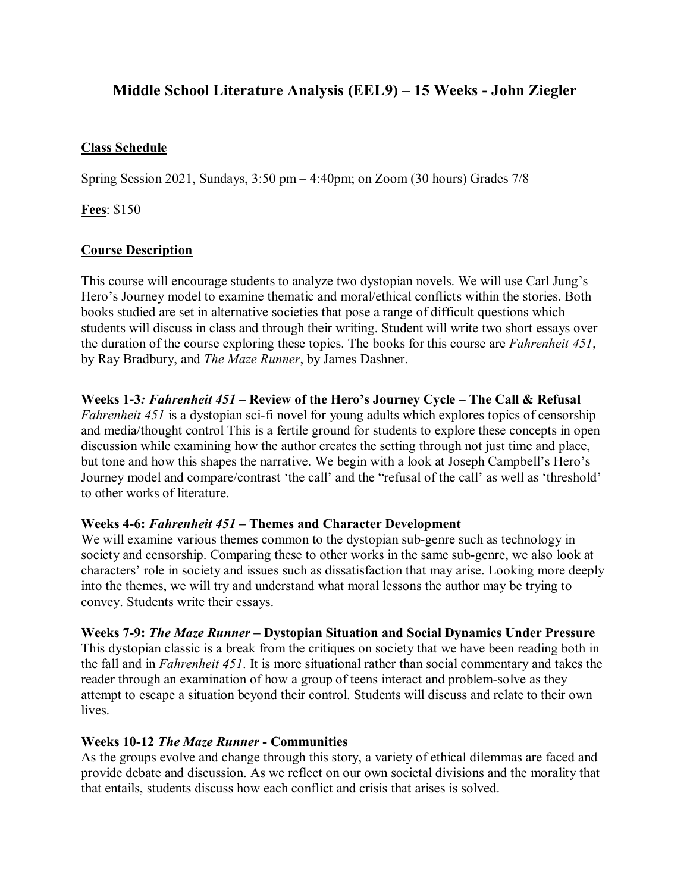# Middle School Literature Analysis (EEL9) – 15 Weeks - John Ziegler

## Class Schedule

Spring Session 2021, Sundays, 3:50 pm – 4:40pm; on Zoom (30 hours) Grades 7/8

**Fees**: $150

## Course Description

This course will encourage students to analyze two dystopian novels. We will use Carl Jung's Hero's Journey model to examine thematic and moral/ethical conflicts within the stories. Both books studied are set in alternative societies that pose a range of difficult questions which students will discuss in class and through their writing. Student will write two short essays over the duration of the course exploring these topics. The books for this course are *Fahrenheit 451*, by Ray Bradbury, and *The Maze Runner*, by James Dashner.

**Weeks 1-3*: Fahrenheit 451* – Review of the Hero's Journey Cycle – The Call & Refusal**
*Fahrenheit 451* is a dystopian sci-fi novel for young adults which explores topics of censorship and media/thought control This is a fertile ground for students to explore these concepts in open discussion while examining how the author creates the setting through not just time and place, but tone and how this shapes the narrative. We begin with a look at Joseph Campbell's Hero's Journey model and compare/contrast 'the call' and the "refusal of the call' as well as 'threshold' to other works of literature.

**Weeks 4-6: *Fahrenheit 451* – Themes and Character Development**
We will examine various themes common to the dystopian sub-genre such as technology in society and censorship. Comparing these to other works in the same sub-genre, we also look at characters' role in society and issues such as dissatisfaction that may arise. Looking more deeply into the themes, we will try and understand what moral lessons the author may be trying to convey. Students write their essays.

**Weeks 7-9: *The Maze Runner* – Dystopian Situation and Social Dynamics Under Pressure**
This dystopian classic is a break from the critiques on society that we have been reading both in the fall and in *Fahrenheit 451*. It is more situational rather than social commentary and takes the reader through an examination of how a group of teens interact and problem-solve as they attempt to escape a situation beyond their control. Students will discuss and relate to their own lives.

**Weeks 10-12 *The Maze Runner* - Communities**
As the groups evolve and change through this story, a variety of ethical dilemmas are faced and provide debate and discussion. As we reflect on our own societal divisions and the morality that that entails, students discuss how each conflict and crisis that arises is solved.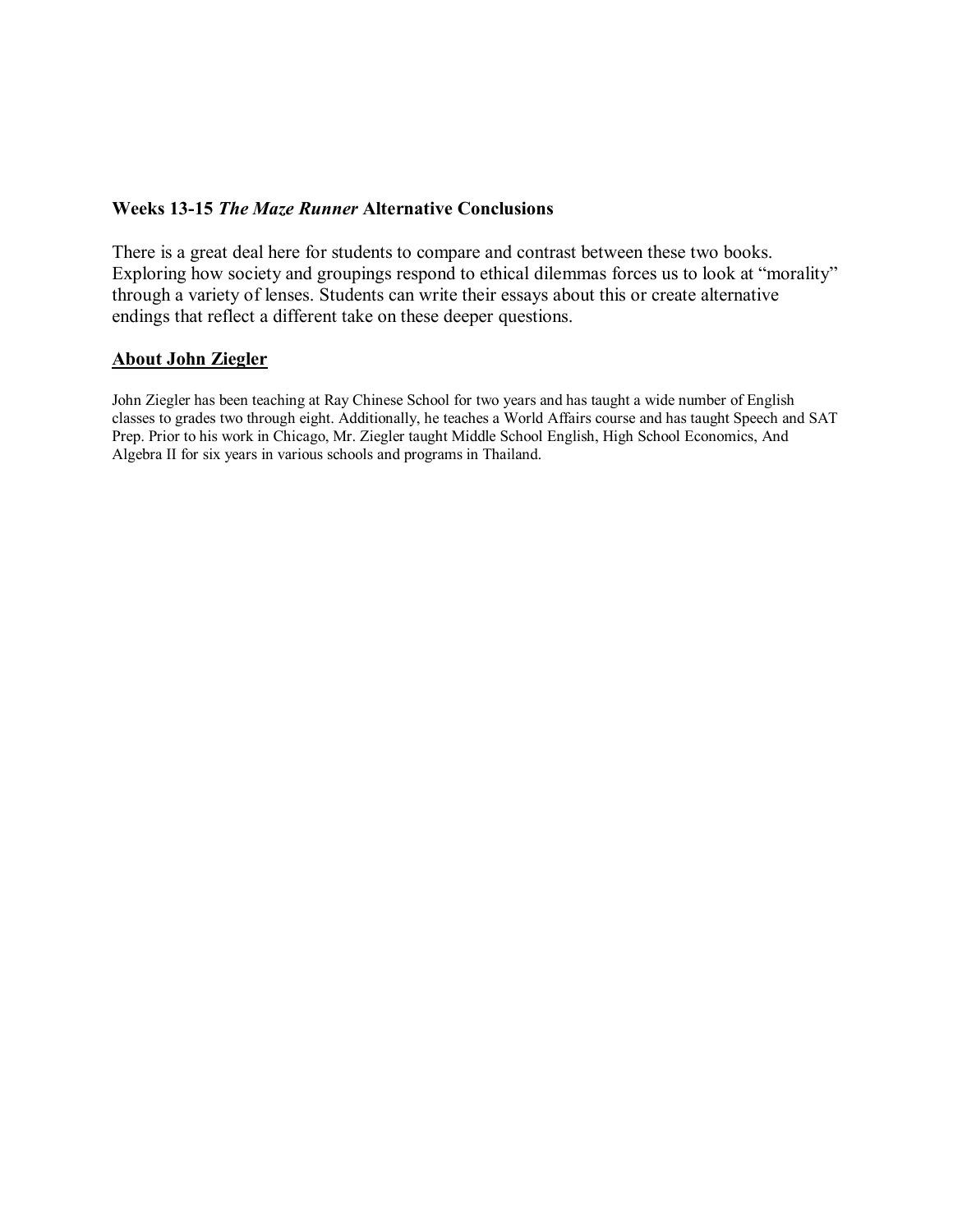**Weeks 13-15 *The Maze Runner* Alternative Conclusions**

There is a great deal here for students to compare and contrast between these two books. Exploring how society and groupings respond to ethical dilemmas forces us to look at “morality” through a variety of lenses. Students can write their essays about this or create alternative endings that reflect a different take on these deeper questions.

## About John Ziegler

John Ziegler has been teaching at Ray Chinese School for two years and has taught a wide number of English classes to grades two through eight. Additionally, he teaches a World Affairs course and has taught Speech and SAT Prep. Prior to his work in Chicago, Mr. Ziegler taught Middle School English, High School Economics, And Algebra II for six years in various schools and programs in Thailand.